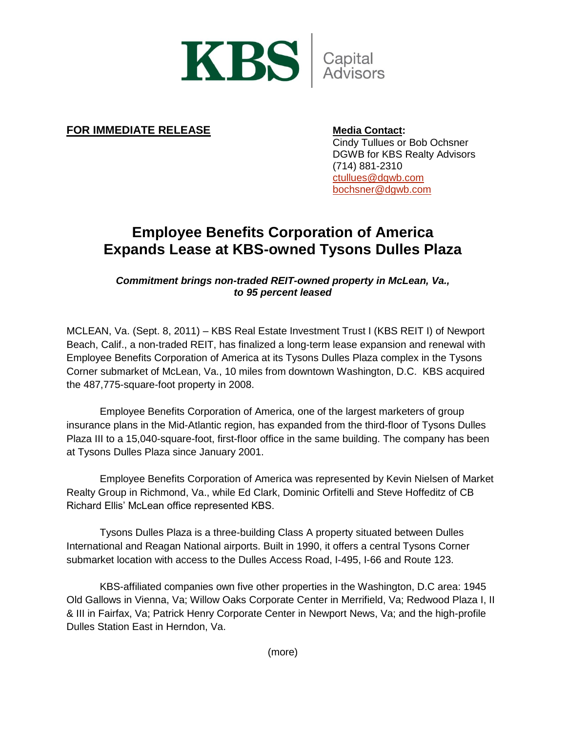KBS Capital Advisors

**FOR IMMEDIATE RELEASE**

**Media Contact:**
Cindy Tullues or Bob Ochsner
DGWB for KBS Realty Advisors
(714) 881-2310
ctullues@dgwb.com
bochsner@dgwb.com

# Employee Benefits Corporation of America Expands Lease at KBS-owned Tysons Dulles Plaza

***Commitment brings non-traded REIT-owned property in McLean, Va., to 95 percent leased***

MCLEAN, Va. (Sept. 8, 2011) – KBS Real Estate Investment Trust I (KBS REIT I) of Newport Beach, Calif., a non-traded REIT, has finalized a long-term lease expansion and renewal with Employee Benefits Corporation of America at its Tysons Dulles Plaza complex in the Tysons Corner submarket of McLean, Va., 10 miles from downtown Washington, D.C. KBS acquired the 487,775-square-foot property in 2008.

Employee Benefits Corporation of America, one of the largest marketers of group insurance plans in the Mid-Atlantic region, has expanded from the third-floor of Tysons Dulles Plaza III to a 15,040-square-foot, first-floor office in the same building. The company has been at Tysons Dulles Plaza since January 2001.

Employee Benefits Corporation of America was represented by Kevin Nielsen of Market Realty Group in Richmond, Va., while Ed Clark, Dominic Orfitelli and Steve Hoffeditz of CB Richard Ellis' McLean office represented KBS.

Tysons Dulles Plaza is a three-building Class A property situated between Dulles International and Reagan National airports. Built in 1990, it offers a central Tysons Corner submarket location with access to the Dulles Access Road, I-495, I-66 and Route 123.

KBS-affiliated companies own five other properties in the Washington, D.C area: 1945 Old Gallows in Vienna, Va; Willow Oaks Corporate Center in Merrifield, Va; Redwood Plaza I, II & III in Fairfax, Va; Patrick Henry Corporate Center in Newport News, Va; and the high-profile Dulles Station East in Herndon, Va.

(more)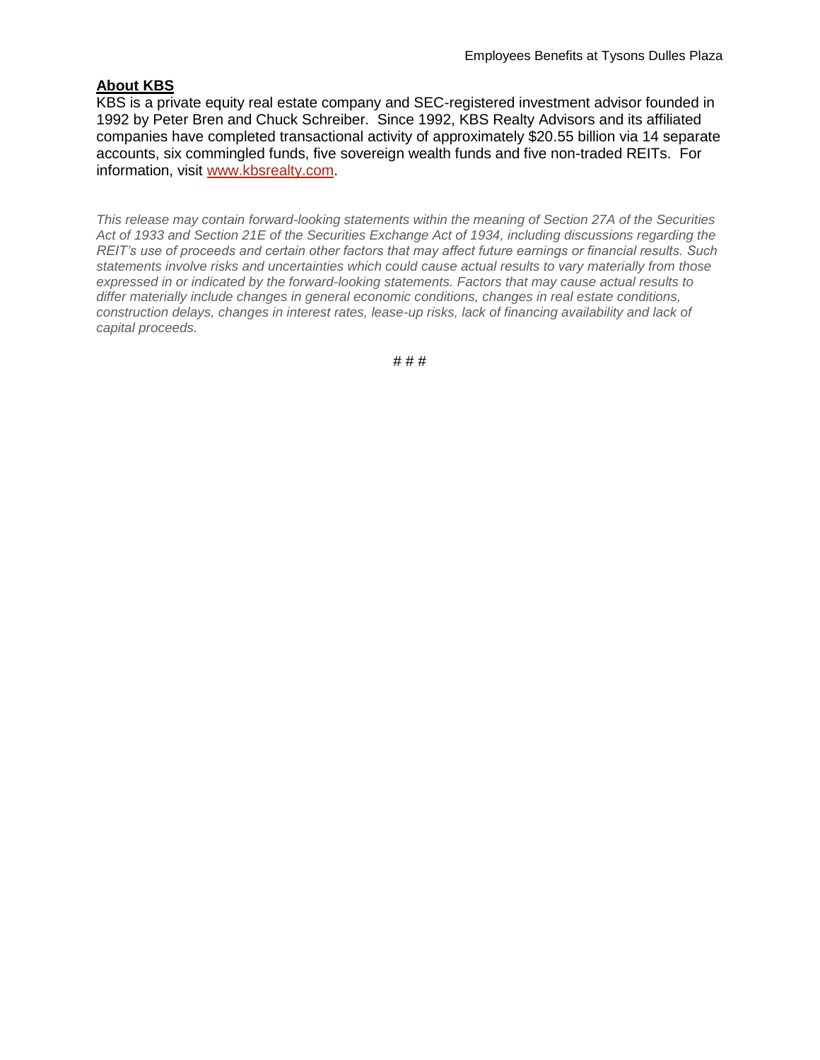## About KBS

KBS is a private equity real estate company and SEC-registered investment advisor founded in 1992 by Peter Bren and Chuck Schreiber. Since 1992, KBS Realty Advisors and its affiliated companies have completed transactional activity of approximately $20.55 billion via 14 separate accounts, six commingled funds, five sovereign wealth funds and five non-traded REITs. For information, visit [www.kbsrealty.com](http://www.kbsrealty.com).

*This release may contain forward-looking statements within the meaning of Section 27A of the Securities Act of 1933 and Section 21E of the Securities Exchange Act of 1934, including discussions regarding the REIT's use of proceeds and certain other factors that may affect future earnings or financial results. Such statements involve risks and uncertainties which could cause actual results to vary materially from those expressed in or indicated by the forward-looking statements. Factors that may cause actual results to differ materially include changes in general economic conditions, changes in real estate conditions, construction delays, changes in interest rates, lease-up risks, lack of financing availability and lack of capital proceeds.*

# # #